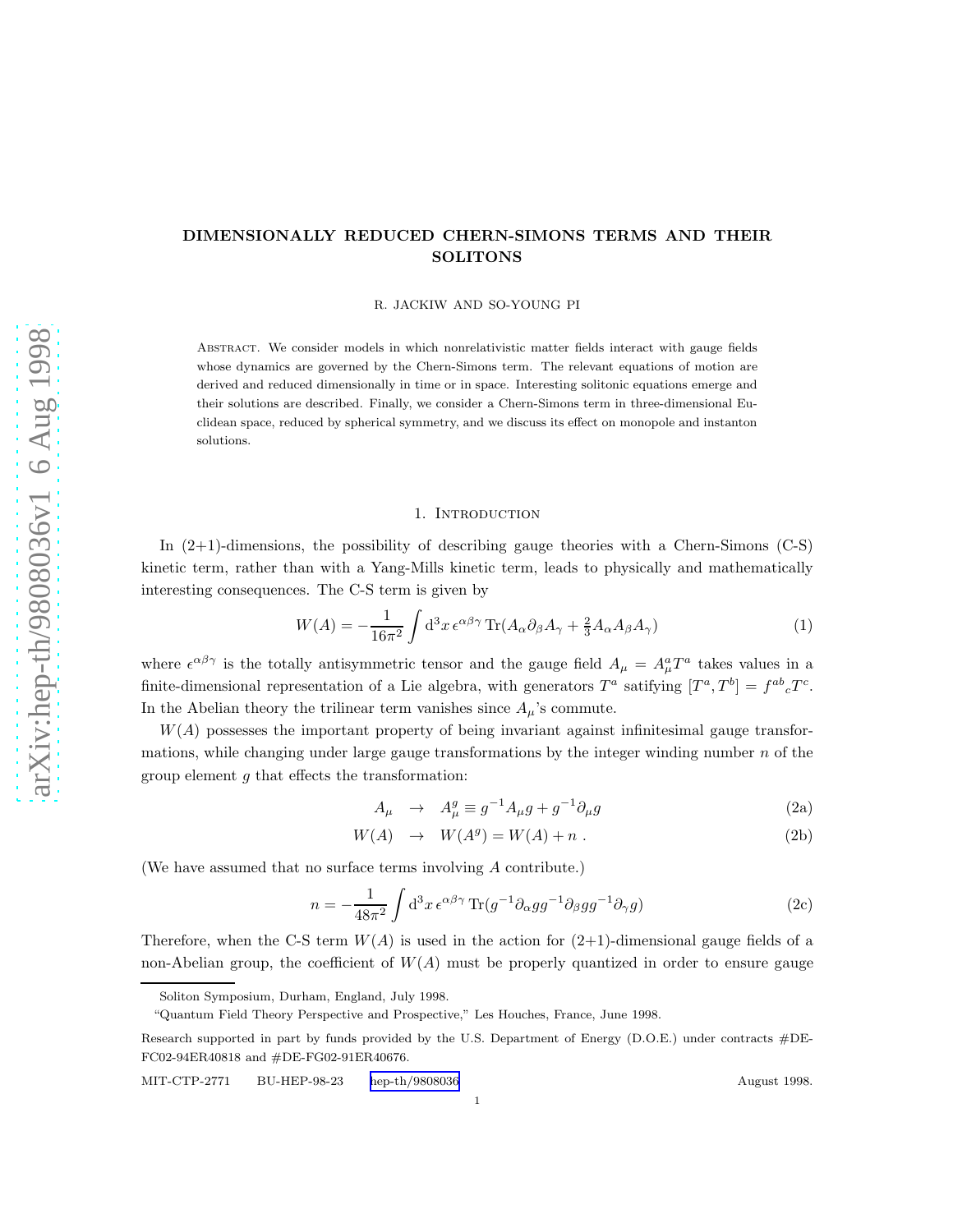# DIMENSIONALLY REDUCED CHERN-SIMONS TERMS AND THEIR SOLITONS

R. JACKIW AND SO-YOUNG PI

Abstract. We consider models in which nonrelativistic matter fields interact with gauge fields whose dynamics are governed by the Chern-Simons term. The relevant equations of motion are derived and reduced dimensionally in time or in space. Interesting solitonic equations emerge and their solutions are described. Finally, we consider a Chern-Simons term in three-dimensional Euclidean space, reduced by spherical symmetry, and we discuss its effect on monopole and instanton solutions.

## 1. Introduction

In (2+1)-dimensions, the possibility of describing gauge theories with a Chern-Simons (C-S) kinetic term, rather than with a Yang-Mills kinetic term, leads to physically and mathematically interesting consequences. The C-S term is given by

$$W(A) = -\frac{1}{16\pi^2}\int \mathrm{d}^3x\, \epsilon^{\alpha\beta\gamma}\,\mathrm{Tr}(A_\alpha \partial_\beta A_\gamma + \tfrac{2}{3}A_\alpha A_\beta A_\gamma) \tag{1}$$

where $\epsilon^{\alpha\beta\gamma}$ is the totally antisymmetric tensor and the gauge field $A_\mu = A_\mu^a T^a$ takes values in a finite-dimensional representation of a Lie algebra, with generators $T^a$ satisfying $[T^a, T^b] = f^{ab}{}_c T^c$. In the Abelian theory the trilinear term vanishes since $A_\mu$'s commute.

$W(A)$ possesses the important property of being invariant against infinitesimal gauge transformations, while changing under large gauge transformations by the integer winding number $n$ of the group element $g$ that effects the transformation:

$$A_\mu \rightarrow A_\mu^g \equiv g^{-1}A_\mu g + g^{-1}\partial_\mu g \tag{2a}$$

$$W(A) \rightarrow W(A^g) = W(A) + n\ . \tag{2b}$$

(We have assumed that no surface terms involving $A$ contribute.)

$$n = -\frac{1}{48\pi^2}\int \mathrm{d}^3x\, \epsilon^{\alpha\beta\gamma}\,\mathrm{Tr}(g^{-1}\partial_\alpha g g^{-1}\partial_\beta g g^{-1}\partial_\gamma g) \tag{2c}$$

Therefore, when the C-S term $W(A)$ is used in the action for (2+1)-dimensional gauge fields of a non-Abelian group, the coefficient of $W(A)$ must be properly quantized in order to ensure gauge

---

Soliton Symposium, Durham, England, July 1998.

"Quantum Field Theory Perspective and Prospective," Les Houches, France, June 1998.

Research supported in part by funds provided by the U.S. Department of Energy (D.O.E.) under contracts #DE-FC02-94ER40818 and #DE-FG02-91ER40676.

MIT-CTP-2771 BU-HEP-98-23 hep-th/9808036 August 1998.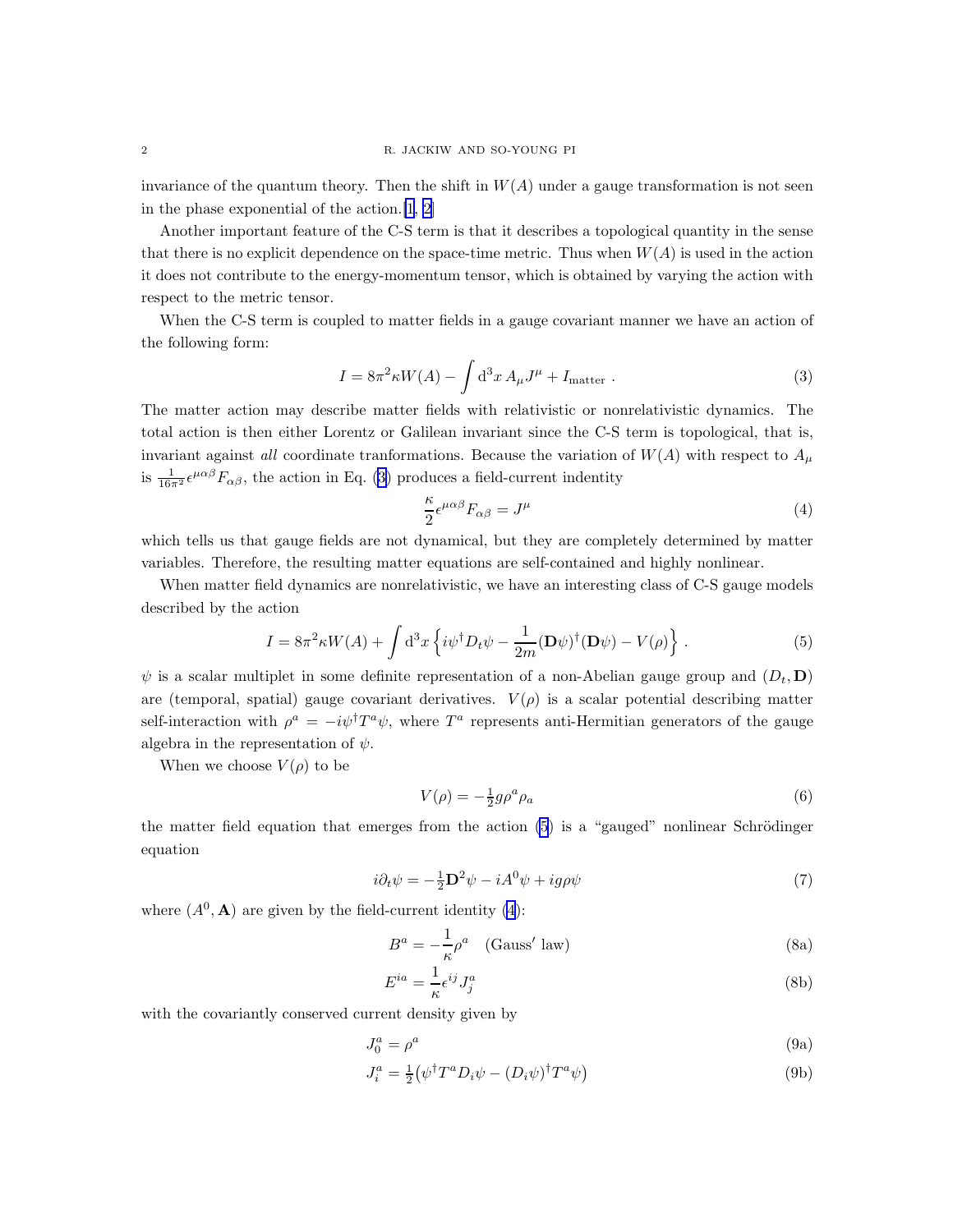invariance of the quantum theory. Then the shift in $W(A)$ under a gauge transformation is not seen in the phase exponential of the action.[1, 2]

Another important feature of the C-S term is that it describes a topological quantity in the sense that there is no explicit dependence on the space-time metric. Thus when $W(A)$ is used in the action it does not contribute to the energy-momentum tensor, which is obtained by varying the action with respect to the metric tensor.

When the C-S term is coupled to matter fields in a gauge covariant manner we have an action of the following form:

$$I = 8\pi^2 \kappa W(A) - \int \mathrm{d}^3x \, A_\mu J^\mu + I_{\mathrm{matter}} \, . \tag{3}$$

The matter action may describe matter fields with relativistic or nonrelativistic dynamics. The total action is then either Lorentz or Galilean invariant since the C-S term is topological, that is, invariant against *all* coordinate tranformations. Because the variation of $W(A)$ with respect to $A_\mu$ is $\frac{1}{16\pi^2}\epsilon^{\mu\alpha\beta}F_{\alpha\beta}$, the action in Eq. (3) produces a field-current indentity

$$\frac{\kappa}{2}\epsilon^{\mu\alpha\beta}F_{\alpha\beta} = J^\mu \tag{4}$$

which tells us that gauge fields are not dynamical, but they are completely determined by matter variables. Therefore, the resulting matter equations are self-contained and highly nonlinear.

When matter field dynamics are nonrelativistic, we have an interesting class of C-S gauge models described by the action

$$I = 8\pi^2 \kappa W(A) + \int \mathrm{d}^3x \left\{ i\psi^\dagger D_t \psi - \frac{1}{2m}(\mathbf{D}\psi)^\dagger(\mathbf{D}\psi) - V(\rho) \right\} . \tag{5}$$

$\psi$ is a scalar multiplet in some definite representation of a non-Abelian gauge group and $(D_t, \mathbf{D})$ are (temporal, spatial) gauge covariant derivatives. $V(\rho)$ is a scalar potential describing matter self-interaction with $\rho^a = -i\psi^\dagger T^a \psi$, where $T^a$ represents anti-Hermitian generators of the gauge algebra in the representation of $\psi$.

When we choose $V(\rho)$ to be

$$V(\rho) = -\tfrac{1}{2} g \rho^a \rho_a \tag{6}$$

the matter field equation that emerges from the action (5) is a "gauged" nonlinear Schrödinger equation

$$i\partial_t \psi = -\tfrac{1}{2}\mathbf{D}^2\psi - iA^0\psi + ig\rho\psi \tag{7}$$

where $(A^0, \mathbf{A})$ are given by the field-current identity (4):

$$B^a = -\frac{1}{\kappa}\rho^a \quad (\mathrm{Gauss'\ law}) \tag{8a}$$

$$E^{ia} = \frac{1}{\kappa}\epsilon^{ij}J^a_j \tag{8b}$$

with the covariantly conserved current density given by

$$J^a_0 = \rho^a \tag{9a}$$

$$J^a_i = \tfrac{1}{2}\big(\psi^\dagger T^a D_i \psi - (D_i\psi)^\dagger T^a \psi\big) \tag{9b}$$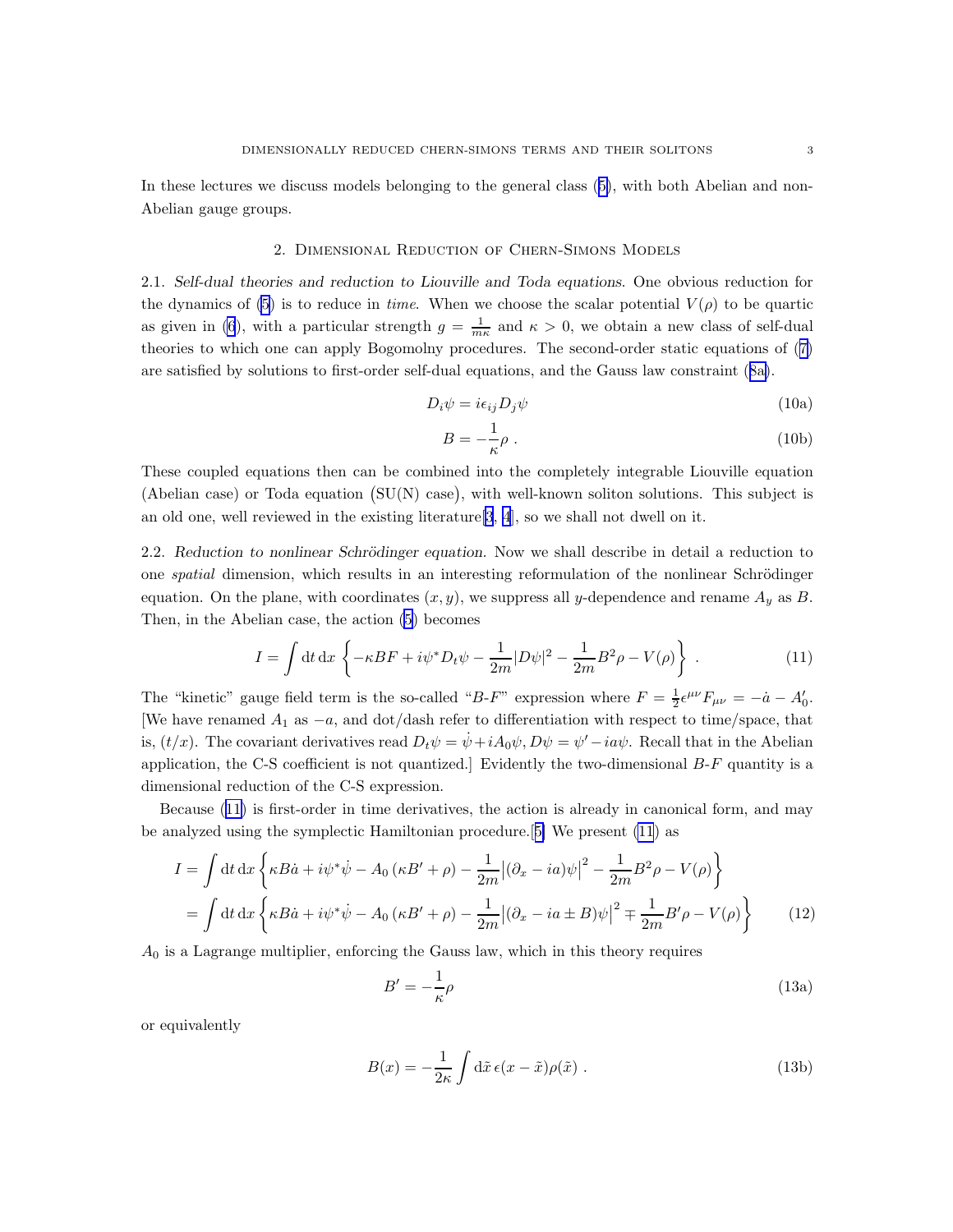In these lectures we discuss models belonging to the general class (5), with both Abelian and non-Abelian gauge groups.

## 2. Dimensional Reduction of Chern-Simons Models

**2.1.** ***Self-dual theories and reduction to Liouville and Toda equations.*** One obvious reduction for the dynamics of (5) is to reduce in *time*. When we choose the scalar potential $V(\rho)$ to be quartic as given in (6), with a particular strength $g = \frac{1}{m\kappa}$ and $\kappa > 0$, we obtain a new class of self-dual theories to which one can apply Bogomolny procedures. The second-order static equations of (7) are satisfied by solutions to first-order self-dual equations, and the Gauss law constraint (8a).

$$D_i \psi = i\epsilon_{ij} D_j \psi \tag{10a}$$

$$B = -\frac{1}{\kappa}\rho \ . \tag{10b}$$

These coupled equations then can be combined into the completely integrable Liouville equation (Abelian case) or Toda equation (SU(N) case), with well-known soliton solutions. This subject is an old one, well reviewed in the existing literature[3, 4], so we shall not dwell on it.

**2.2.** ***Reduction to nonlinear Schrödinger equation.*** Now we shall describe in detail a reduction to one *spatial* dimension, which results in an interesting reformulation of the nonlinear Schrödinger equation. On the plane, with coordinates $(x, y)$, we suppress all $y$-dependence and rename $A_y$ as $B$. Then, in the Abelian case, the action (5) becomes

$$I = \int \mathrm{d}t\,\mathrm{d}x \left\{ -\kappa BF + i\psi^* D_t \psi - \frac{1}{2m}|D\psi|^2 - \frac{1}{2m}B^2\rho - V(\rho) \right\} \ . \tag{11}$$

The "kinetic" gauge field term is the so-called "$B$-$F$" expression where $F = \frac{1}{2}\epsilon^{\mu\nu}F_{\mu\nu} = -\dot{a} - A_0'$. [We have renamed $A_1$ as $-a$, and dot/dash refer to differentiation with respect to time/space, that is, $(t/x)$. The covariant derivatives read $D_t\psi = \dot{\psi} + iA_0\psi, D\psi = \psi' - ia\psi$. Recall that in the Abelian application, the C-S coefficient is not quantized.] Evidently the two-dimensional $B$-$F$ quantity is a dimensional reduction of the C-S expression.

Because (11) is first-order in time derivatives, the action is already in canonical form, and may be analyzed using the symplectic Hamiltonian procedure.[5] We present (11) as

$$\begin{aligned} I &= \int \mathrm{d}t\,\mathrm{d}x \left\{ \kappa B\dot{a} + i\psi^*\dot{\psi} - A_0\left(\kappa B' + \rho\right) - \frac{1}{2m}\left|(\partial_x - ia)\psi\right|^2 - \frac{1}{2m}B^2\rho - V(\rho) \right\} \\ &= \int \mathrm{d}t\,\mathrm{d}x \left\{ \kappa B\dot{a} + i\psi^*\dot{\psi} - A_0\left(\kappa B' + \rho\right) - \frac{1}{2m}\left|(\partial_x - ia \pm B)\psi\right|^2 \mp \frac{1}{2m}B'\rho - V(\rho) \right\} \end{aligned} \tag{12}$$

$A_0$ is a Lagrange multiplier, enforcing the Gauss law, which in this theory requires

$$B' = -\frac{1}{\kappa}\rho \tag{13a}$$

or equivalently

$$B(x) = -\frac{1}{2\kappa}\int \mathrm{d}\tilde{x}\,\epsilon(x - \tilde{x})\rho(\tilde{x}) \ . \tag{13b}$$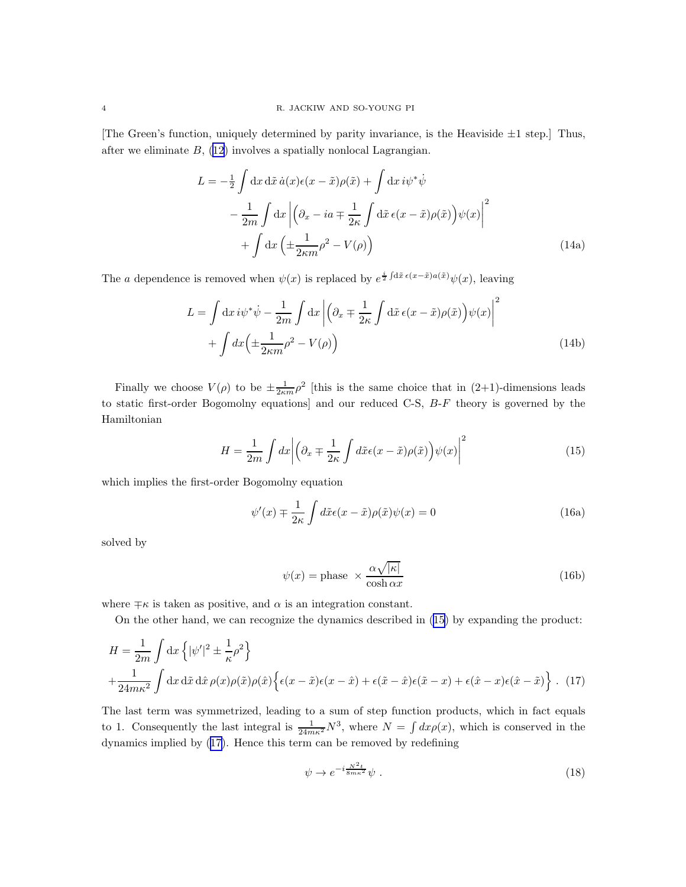[The Green's function, uniquely determined by parity invariance, is the Heaviside $\pm 1$ step.] Thus, after we eliminate $B$, (12) involves a spatially nonlocal Lagrangian.

$$
\begin{aligned}
L = &-\tfrac{1}{2} \int \mathrm{d}x\, \mathrm{d}\tilde{x}\, \dot{a}(x) \epsilon(x - \tilde{x}) \rho(\tilde{x}) + \int \mathrm{d}x\, i\psi^* \dot{\psi} \\
&- \frac{1}{2m} \int \mathrm{d}x \left| \Big( \partial_x - ia \mp \frac{1}{2\kappa} \int \mathrm{d}\tilde{x}\, \epsilon(x - \tilde{x}) \rho(\tilde{x}) \Big) \psi(x) \right|^2 \\
&+ \int \mathrm{d}x \left( \pm \frac{1}{2\kappa m} \rho^2 - V(\rho) \right)
\end{aligned} \tag{14a}
$$

The $a$ dependence is removed when $\psi(x)$ is replaced by $e^{\frac{i}{2} \int \mathrm{d}\tilde{x}\, \epsilon(x - \tilde{x}) a(\tilde{x})} \psi(x)$, leaving

$$
\begin{aligned}
L = &\int \mathrm{d}x\, i\psi^* \dot{\psi} - \frac{1}{2m} \int \mathrm{d}x \left| \Big( \partial_x \mp \frac{1}{2\kappa} \int \mathrm{d}\tilde{x}\, \epsilon(x - \tilde{x}) \rho(\tilde{x}) \Big) \psi(x) \right|^2 \\
&+ \int dx \Big( \pm \frac{1}{2\kappa m} \rho^2 - V(\rho) \Big)
\end{aligned} \tag{14b}
$$

Finally we choose $V(\rho)$ to be $\pm \frac{1}{2\kappa m} \rho^2$ [this is the same choice that in (2+1)-dimensions leads to static first-order Bogomolny equations] and our reduced C-S, $B$-$F$ theory is governed by the Hamiltonian

$$
H = \frac{1}{2m} \int dx \left| \Big( \partial_x \mp \frac{1}{2\kappa} \int d\tilde{x} \epsilon(x - \tilde{x}) \rho(\tilde{x}) \Big) \psi(x) \right|^2 \tag{15}
$$

which implies the first-order Bogomolny equation

$$
\psi'(x) \mp \frac{1}{2\kappa} \int d\tilde{x} \epsilon(x - \tilde{x}) \rho(\tilde{x}) \psi(x) = 0 \tag{16a}
$$

solved by

$$
\psi(x) = \text{phase } \times \frac{\alpha \sqrt{|\kappa|}}{\cosh \alpha x} \tag{16b}
$$

where $\mp\kappa$ is taken as positive, and $\alpha$ is an integration constant.

On the other hand, we can recognize the dynamics described in (15) by expanding the product:

$$
\begin{aligned}
H = &\frac{1}{2m} \int \mathrm{d}x \left\{ |\psi'|^2 \pm \frac{1}{\kappa} \rho^2 \right\} \\
&+ \frac{1}{24m\kappa^2} \int \mathrm{d}x\, \mathrm{d}\tilde{x}\, \mathrm{d}\hat{x}\, \rho(x) \rho(\tilde{x}) \rho(\hat{x}) \Big\{ \epsilon(x - \tilde{x}) \epsilon(x - \hat{x}) + \epsilon(\tilde{x} - \hat{x}) \epsilon(\tilde{x} - x) + \epsilon(\hat{x} - x) \epsilon(\hat{x} - \tilde{x}) \Big\} .
\end{aligned} \tag{17}
$$

The last term was symmetrized, leading to a sum of step function products, which in fact equals to 1. Consequently the last integral is $\frac{1}{24m\kappa^2} N^3$, where $N = \int dx \rho(x)$, which is conserved in the dynamics implied by (17). Hence this term can be removed by redefining

$$
\psi \to e^{-i \frac{N^2 t}{8m\kappa^2}} \psi \ . \tag{18}
$$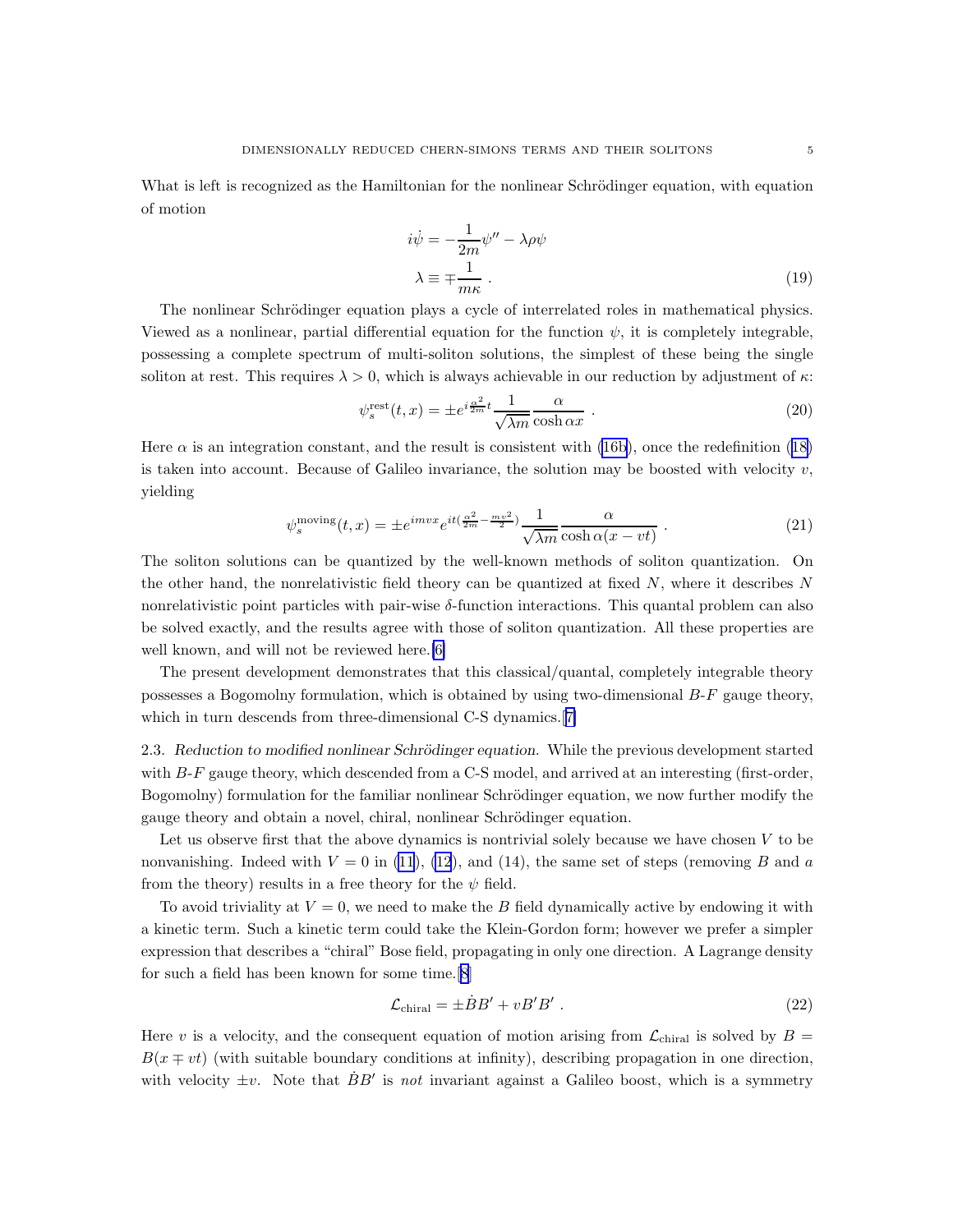What is left is recognized as the Hamiltonian for the nonlinear Schrödinger equation, with equation of motion

$$
\begin{aligned}
i\dot{\psi} &= -\frac{1}{2m}\psi'' - \lambda\rho\psi \\
\lambda &\equiv \mp\frac{1}{m\kappa} \ .
\end{aligned}
\tag{19}
$$

The nonlinear Schrödinger equation plays a cycle of interrelated roles in mathematical physics. Viewed as a nonlinear, partial differential equation for the function $\psi$, it is completely integrable, possessing a complete spectrum of multi-soliton solutions, the simplest of these being the single soliton at rest. This requires $\lambda > 0$, which is always achievable in our reduction by adjustment of $\kappa$:

$$
\psi_s^{\mathrm{rest}}(t,x) = \pm e^{i\frac{\alpha^2}{2m}t}\frac{1}{\sqrt{\lambda m}}\frac{\alpha}{\cosh\alpha x} \ . \tag{20}
$$

Here $\alpha$ is an integration constant, and the result is consistent with (16b), once the redefinition (18) is taken into account. Because of Galileo invariance, the solution may be boosted with velocity $v$, yielding

$$
\psi_s^{\mathrm{moving}}(t,x) = \pm e^{imvx}e^{it(\frac{\alpha^2}{2m}-\frac{mv^2}{2})}\frac{1}{\sqrt{\lambda m}}\frac{\alpha}{\cosh\alpha(x-vt)} \ . \tag{21}
$$

The soliton solutions can be quantized by the well-known methods of soliton quantization. On the other hand, the nonrelativistic field theory can be quantized at fixed $N$, where it describes $N$ nonrelativistic point particles with pair-wise $\delta$-function interactions. This quantal problem can also be solved exactly, and the results agree with those of soliton quantization. All these properties are well known, and will not be reviewed here.[6]

The present development demonstrates that this classical/quantal, completely integrable theory possesses a Bogomolny formulation, which is obtained by using two-dimensional $B$-$F$ gauge theory, which in turn descends from three-dimensional C-S dynamics.[7]

2.3. *Reduction to modified nonlinear Schrödinger equation.* While the previous development started with $B$-$F$ gauge theory, which descended from a C-S model, and arrived at an interesting (first-order, Bogomolny) formulation for the familiar nonlinear Schrödinger equation, we now further modify the gauge theory and obtain a novel, chiral, nonlinear Schrödinger equation.

Let us observe first that the above dynamics is nontrivial solely because we have chosen $V$ to be nonvanishing. Indeed with $V = 0$ in (11), (12), and (14), the same set of steps (removing $B$ and $a$ from the theory) results in a free theory for the $\psi$ field.

To avoid triviality at $V = 0$, we need to make the $B$ field dynamically active by endowing it with a kinetic term. Such a kinetic term could take the Klein-Gordon form; however we prefer a simpler expression that describes a "chiral" Bose field, propagating in only one direction. A Lagrange density for such a field has been known for some time.[8]

$$
\mathcal{L}_{\mathrm{chiral}} = \pm\dot{B}B' + vB'B' \ . \tag{22}
$$

Here $v$ is a velocity, and the consequent equation of motion arising from $\mathcal{L}_{\mathrm{chiral}}$ is solved by $B = B(x \mp vt)$ (with suitable boundary conditions at infinity), describing propagation in one direction, with velocity $\pm v$. Note that $\dot{B}B'$ is *not* invariant against a Galileo boost, which is a symmetry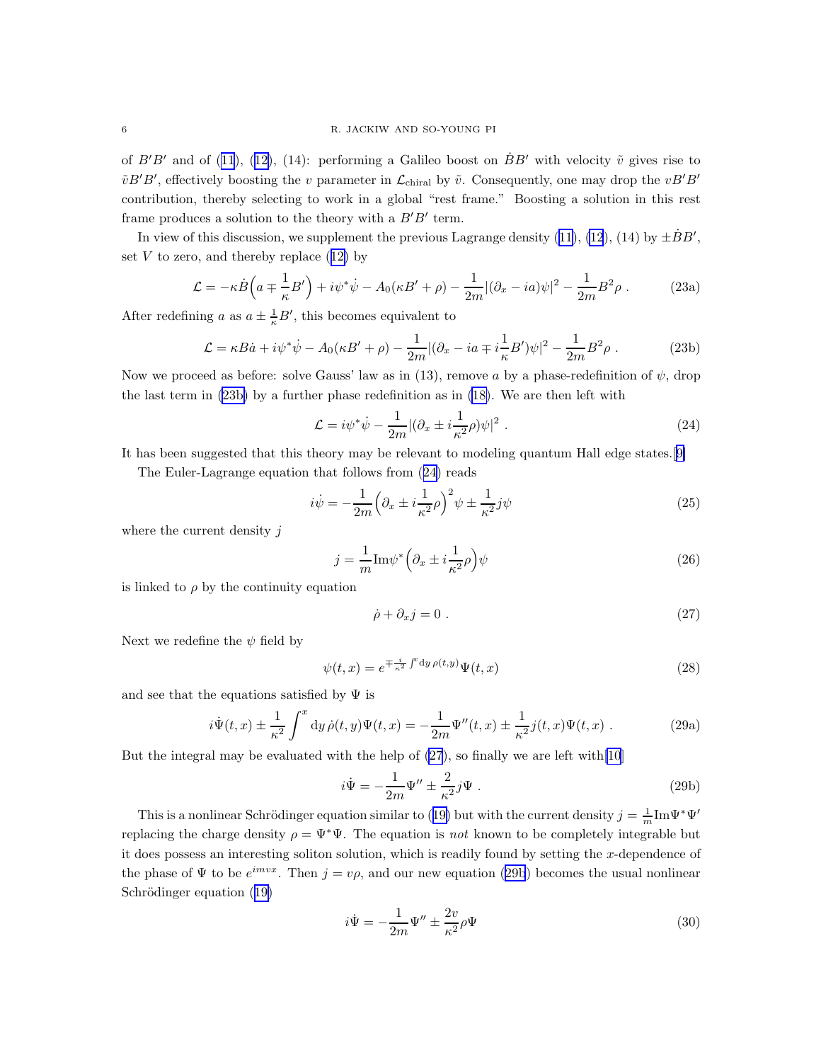of $B'B'$ and of (11), (12), (14): performing a Galileo boost on $\dot{B}B'$ with velocity $\tilde{v}$ gives rise to $\tilde{v}B'B'$, effectively boosting the $v$ parameter in $\mathcal{L}_{\rm chiral}$ by $\tilde{v}$. Consequently, one may drop the $vB'B'$ contribution, thereby selecting to work in a global "rest frame." Boosting a solution in this rest frame produces a solution to the theory with a $B'B'$ term.

In view of this discussion, we supplement the previous Lagrange density (11), (12), (14) by $\pm\dot{B}B'$, set $V$ to zero, and thereby replace (12) by

$$\mathcal{L} = -\kappa\dot{B}\Big(a \mp \frac{1}{\kappa}B'\Big) + i\psi^*\dot{\psi} - A_0(\kappa B' + \rho) - \frac{1}{2m}|(\partial_x - ia)\psi|^2 - \frac{1}{2m}B^2\rho \ . \tag{23a}$$

After redefining $a$ as $a \pm \frac{1}{\kappa}B'$, this becomes equivalent to

$$\mathcal{L} = \kappa B\dot{a} + i\psi^*\dot{\psi} - A_0(\kappa B' + \rho) - \frac{1}{2m}|(\partial_x - ia \mp i\frac{1}{\kappa}B')\psi|^2 - \frac{1}{2m}B^2\rho \ . \tag{23b}$$

Now we proceed as before: solve Gauss' law as in (13), remove $a$ by a phase-redefinition of $\psi$, drop the last term in (23b) by a further phase redefinition as in (18). We are then left with

$$\mathcal{L} = i\psi^*\dot{\psi} - \frac{1}{2m}|(\partial_x \pm i\frac{1}{\kappa^2}\rho)\psi|^2 \ . \tag{24}$$

It has been suggested that this theory may be relevant to modeling quantum Hall edge states.[9]

The Euler-Lagrange equation that follows from (24) reads

$$i\dot{\psi} = -\frac{1}{2m}\Big(\partial_x \pm i\frac{1}{\kappa^2}\rho\Big)^2\psi \pm \frac{1}{\kappa^2}j\psi \tag{25}$$

where the current density $j$

$$j = \frac{1}{m}\mathrm{Im}\psi^*\Big(\partial_x \pm i\frac{1}{\kappa^2}\rho\Big)\psi \tag{26}$$

is linked to $\rho$ by the continuity equation

$$\dot{\rho} + \partial_x j = 0 \ . \tag{27}$$

Next we redefine the $\psi$ field by

$$\psi(t,x) = e^{\mp\frac{i}{\kappa^2}\int^x \mathrm{d}y\,\rho(t,y)}\Psi(t,x) \tag{28}$$

and see that the equations satisfied by $\Psi$ is

$$i\dot{\Psi}(t,x) \pm \frac{1}{\kappa^2}\int^x \mathrm{d}y\,\dot{\rho}(t,y)\Psi(t,x) = -\frac{1}{2m}\Psi''(t,x) \pm \frac{1}{\kappa^2}j(t,x)\Psi(t,x) \ . \tag{29a}$$

But the integral may be evaluated with the help of (27), so finally we are left with[10]

$$i\dot{\Psi} = -\frac{1}{2m}\Psi'' \pm \frac{2}{\kappa^2}j\Psi \ . \tag{29b}$$

This is a nonlinear Schrödinger equation similar to (19) but with the current density $j = \frac{1}{m}\mathrm{Im}\Psi^*\Psi'$ replacing the charge density $\rho = \Psi^*\Psi$. The equation is *not* known to be completely integrable but it does possess an interesting soliton solution, which is readily found by setting the $x$-dependence of the phase of $\Psi$ to be $e^{imvx}$. Then $j = v\rho$, and our new equation (29b) becomes the usual nonlinear Schrödinger equation (19)

$$i\dot{\Psi} = -\frac{1}{2m}\Psi'' \pm \frac{2v}{\kappa^2}\rho\Psi \tag{30}$$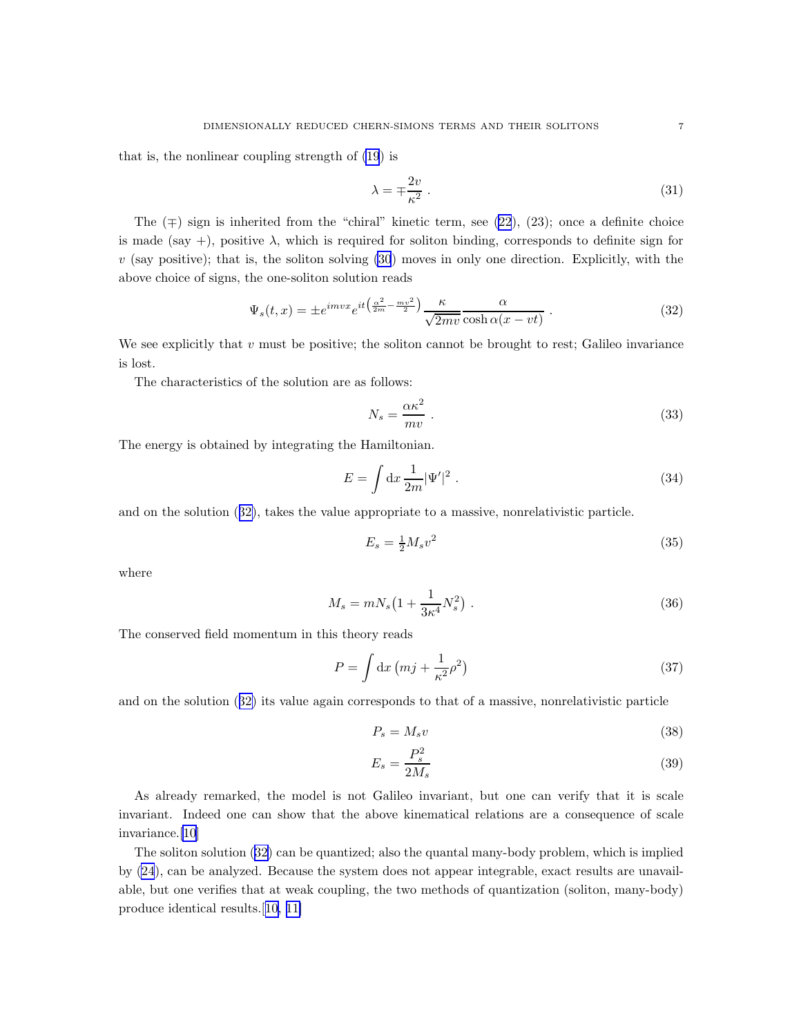that is, the nonlinear coupling strength of (19) is

$$\lambda = \mp \frac{2v}{\kappa^2} \ . \tag{31}$$

The ($\mp$) sign is inherited from the "chiral" kinetic term, see (22), (23); once a definite choice is made (say +), positive $\lambda$, which is required for soliton binding, corresponds to definite sign for $v$ (say positive); that is, the soliton solving (30) moves in only one direction. Explicitly, with the above choice of signs, the one-soliton solution reads

$$\Psi_s(t,x) = \pm e^{imvx} e^{it\left(\frac{\alpha^2}{2m} - \frac{mv^2}{2}\right)} \frac{\kappa}{\sqrt{2mv}} \frac{\alpha}{\cosh \alpha(x - vt)} \ . \tag{32}$$

We see explicitly that $v$ must be positive; the soliton cannot be brought to rest; Galileo invariance is lost.

The characteristics of the solution are as follows:

$$N_s = \frac{\alpha \kappa^2}{mv} \ . \tag{33}$$

The energy is obtained by integrating the Hamiltonian.

$$E = \int \mathrm{d}x \, \frac{1}{2m} |\Psi'|^2 \ . \tag{34}$$

and on the solution (32), takes the value appropriate to a massive, nonrelativistic particle.

$$E_s = \tfrac{1}{2} M_s v^2 \tag{35}$$

where

$$M_s = m N_s \big(1 + \frac{1}{3\kappa^4} N_s^2\big) \ . \tag{36}$$

The conserved field momentum in this theory reads

$$P = \int \mathrm{d}x \, \big(mj + \frac{1}{\kappa^2} \rho^2\big) \tag{37}$$

and on the solution (32) its value again corresponds to that of a massive, nonrelativistic particle

$$P_s = M_s v \tag{38}$$

$$E_s = \frac{P_s^2}{2M_s} \tag{39}$$

As already remarked, the model is not Galileo invariant, but one can verify that it is scale invariant. Indeed one can show that the above kinematical relations are a consequence of scale invariance.[10]

The soliton solution (32) can be quantized; also the quantal many-body problem, which is implied by (24), can be analyzed. Because the system does not appear integrable, exact results are unavailable, but one verifies that at weak coupling, the two methods of quantization (soliton, many-body) produce identical results.[10, 11]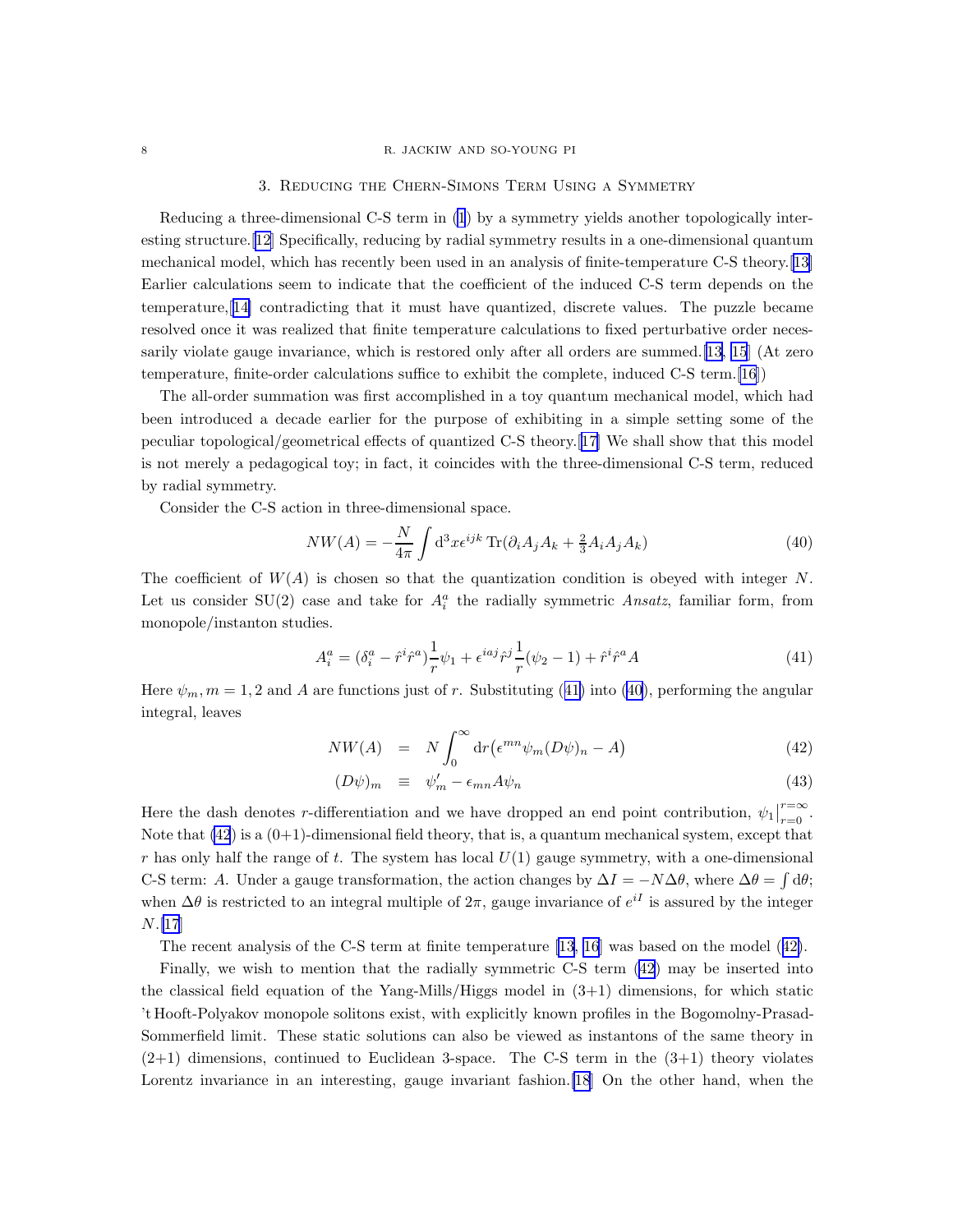## 3. Reducing the Chern-Simons Term Using a Symmetry

Reducing a three-dimensional C-S term in (1) by a symmetry yields another topologically interesting structure.[12] Specifically, reducing by radial symmetry results in a one-dimensional quantum mechanical model, which has recently been used in an analysis of finite-temperature C-S theory.[13] Earlier calculations seem to indicate that the coefficient of the induced C-S term depends on the temperature,[14] contradicting that it must have quantized, discrete values. The puzzle became resolved once it was realized that finite temperature calculations to fixed perturbative order necessarily violate gauge invariance, which is restored only after all orders are summed.[13, 15] (At zero temperature, finite-order calculations suffice to exhibit the complete, induced C-S term.[16])

The all-order summation was first accomplished in a toy quantum mechanical model, which had been introduced a decade earlier for the purpose of exhibiting in a simple setting some of the peculiar topological/geometrical effects of quantized C-S theory.[17] We shall show that this model is not merely a pedagogical toy; in fact, it coincides with the three-dimensional C-S term, reduced by radial symmetry.

Consider the C-S action in three-dimensional space.

$$NW(A) = -\frac{N}{4\pi}\int \mathrm{d}^3x \epsilon^{ijk}\,\mathrm{Tr}(\partial_i A_j A_k + \tfrac{2}{3}A_i A_j A_k) \tag{40}$$

The coefficient of $W(A)$ is chosen so that the quantization condition is obeyed with integer $N$. Let us consider SU(2) case and take for $A_i^a$ the radially symmetric *Ansatz*, familiar form, from monopole/instanton studies.

$$A_i^a = (\delta_i^a - \hat{r}^i\hat{r}^a)\frac{1}{r}\psi_1 + \epsilon^{iaj}\hat{r}^j\frac{1}{r}(\psi_2 - 1) + \hat{r}^i\hat{r}^a A \tag{41}$$

Here $\psi_m, m = 1, 2$ and $A$ are functions just of $r$. Substituting (41) into (40), performing the angular integral, leaves

$$NW(A) = N\int_0^\infty \mathrm{d}r\big(\epsilon^{mn}\psi_m(D\psi)_n - A\big) \tag{42}$$

$$(D\psi)_m \equiv \psi_m' - \epsilon_{mn}A\psi_n \tag{43}$$

Here the dash denotes $r$-differentiation and we have dropped an end point contribution, $\psi_1\big|_{r=0}^{r=\infty}$. Note that (42) is a (0+1)-dimensional field theory, that is, a quantum mechanical system, except that $r$ has only half the range of $t$. The system has local $U(1)$ gauge symmetry, with a one-dimensional C-S term: $A$. Under a gauge transformation, the action changes by $\Delta I = -N\Delta\theta$, where $\Delta\theta = \int \mathrm{d}\theta$; when $\Delta\theta$ is restricted to an integral multiple of $2\pi$, gauge invariance of $e^{iI}$ is assured by the integer $N$.[17]

The recent analysis of the C-S term at finite temperature [13, 16] was based on the model (42).

Finally, we wish to mention that the radially symmetric C-S term (42) may be inserted into the classical field equation of the Yang-Mills/Higgs model in (3+1) dimensions, for which static 't Hooft-Polyakov monopole solitons exist, with explicitly known profiles in the Bogomolny-Prasad-Sommerfield limit. These static solutions can also be viewed as instantons of the same theory in (2+1) dimensions, continued to Euclidean 3-space. The C-S term in the (3+1) theory violates Lorentz invariance in an interesting, gauge invariant fashion.[18] On the other hand, when the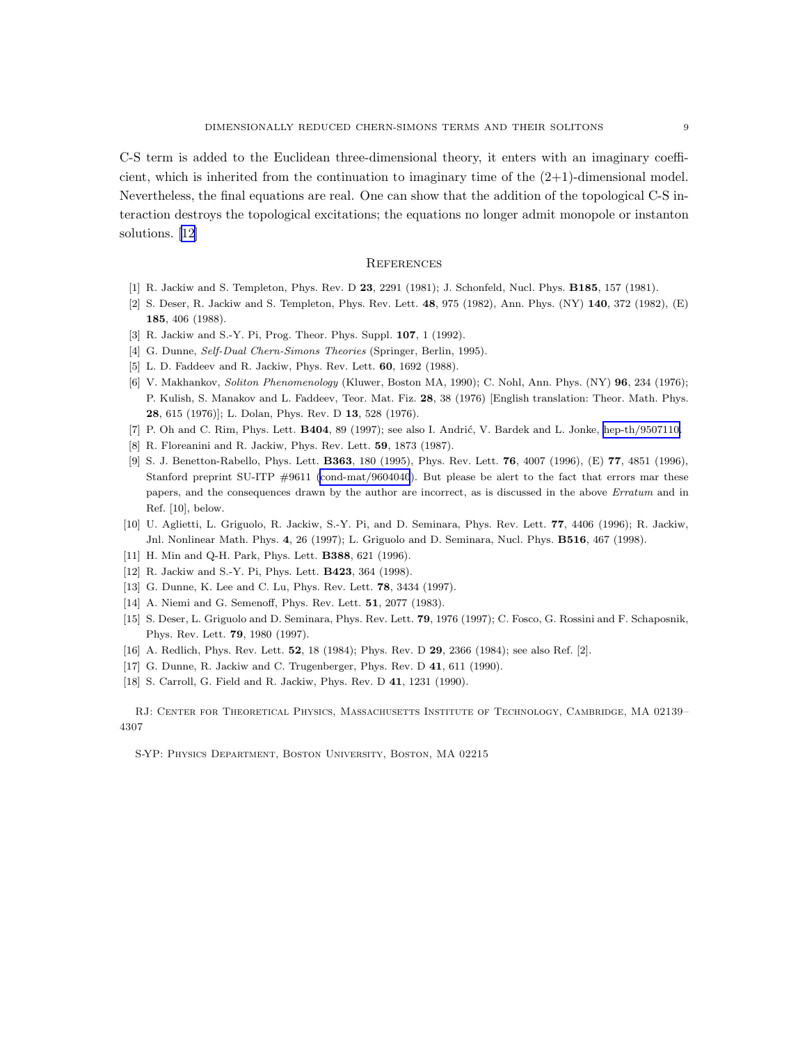C-S term is added to the Euclidean three-dimensional theory, it enters with an imaginary coefficient, which is inherited from the continuation to imaginary time of the (2+1)-dimensional model. Nevertheless, the final equations are real. One can show that the addition of the topological C-S interaction destroys the topological excitations; the equations no longer admit monopole or instanton solutions. [12]

## References

[1] R. Jackiw and S. Templeton, Phys. Rev. D **23**, 2291 (1981); J. Schonfeld, Nucl. Phys. **B185**, 157 (1981).

[2] S. Deser, R. Jackiw and S. Templeton, Phys. Rev. Lett. **48**, 975 (1982), Ann. Phys. (NY) **140**, 372 (1982), (E) **185**, 406 (1988).

[3] R. Jackiw and S.-Y. Pi, Prog. Theor. Phys. Suppl. **107**, 1 (1992).

[4] G. Dunne, *Self-Dual Chern-Simons Theories* (Springer, Berlin, 1995).

[5] L. D. Faddeev and R. Jackiw, Phys. Rev. Lett. **60**, 1692 (1988).

[6] V. Makhankov, *Soliton Phenomenology* (Kluwer, Boston MA, 1990); C. Nohl, Ann. Phys. (NY) **96**, 234 (1976); P. Kulish, S. Manakov and L. Faddeev, Teor. Mat. Fiz. **28**, 38 (1976) [English translation: Theor. Math. Phys. **28**, 615 (1976)]; L. Dolan, Phys. Rev. D **13**, 528 (1976).

[7] P. Oh and C. Rim, Phys. Lett. **B404**, 89 (1997); see also I. Andrić, V. Bardek and L. Jonke, hep-th/9507110.

[8] R. Floreanini and R. Jackiw, Phys. Rev. Lett. **59**, 1873 (1987).

[9] S. J. Benetton-Rabello, Phys. Lett. **B363**, 180 (1995), Phys. Rev. Lett. **76**, 4007 (1996), (E) **77**, 4851 (1996), Stanford preprint SU-ITP #9611 (cond-mat/9604040). But please be alert to the fact that errors mar these papers, and the consequences drawn by the author are incorrect, as is discussed in the above *Erratum* and in Ref. [10], below.

[10] U. Aglietti, L. Griguolo, R. Jackiw, S.-Y. Pi, and D. Seminara, Phys. Rev. Lett. **77**, 4406 (1996); R. Jackiw, Jnl. Nonlinear Math. Phys. **4**, 26 (1997); L. Griguolo and D. Seminara, Nucl. Phys. **B516**, 467 (1998).

[11] H. Min and Q-H. Park, Phys. Lett. **B388**, 621 (1996).

[12] R. Jackiw and S.-Y. Pi, Phys. Lett. **B423**, 364 (1998).

[13] G. Dunne, K. Lee and C. Lu, Phys. Rev. Lett. **78**, 3434 (1997).

[14] A. Niemi and G. Semenoff, Phys. Rev. Lett. **51**, 2077 (1983).

[15] S. Deser, L. Griguolo and D. Seminara, Phys. Rev. Lett. **79**, 1976 (1997); C. Fosco, G. Rossini and F. Schaposnik, Phys. Rev. Lett. **79**, 1980 (1997).

[16] A. Redlich, Phys. Rev. Lett. **52**, 18 (1984); Phys. Rev. D **29**, 2366 (1984); see also Ref. [2].

[17] G. Dunne, R. Jackiw and C. Trugenberger, Phys. Rev. D **41**, 611 (1990).

[18] S. Carroll, G. Field and R. Jackiw, Phys. Rev. D **41**, 1231 (1990).

RJ: Center for Theoretical Physics, Massachusetts Institute of Technology, Cambridge, MA 02139–4307

S-YP: Physics Department, Boston University, Boston, MA 02215